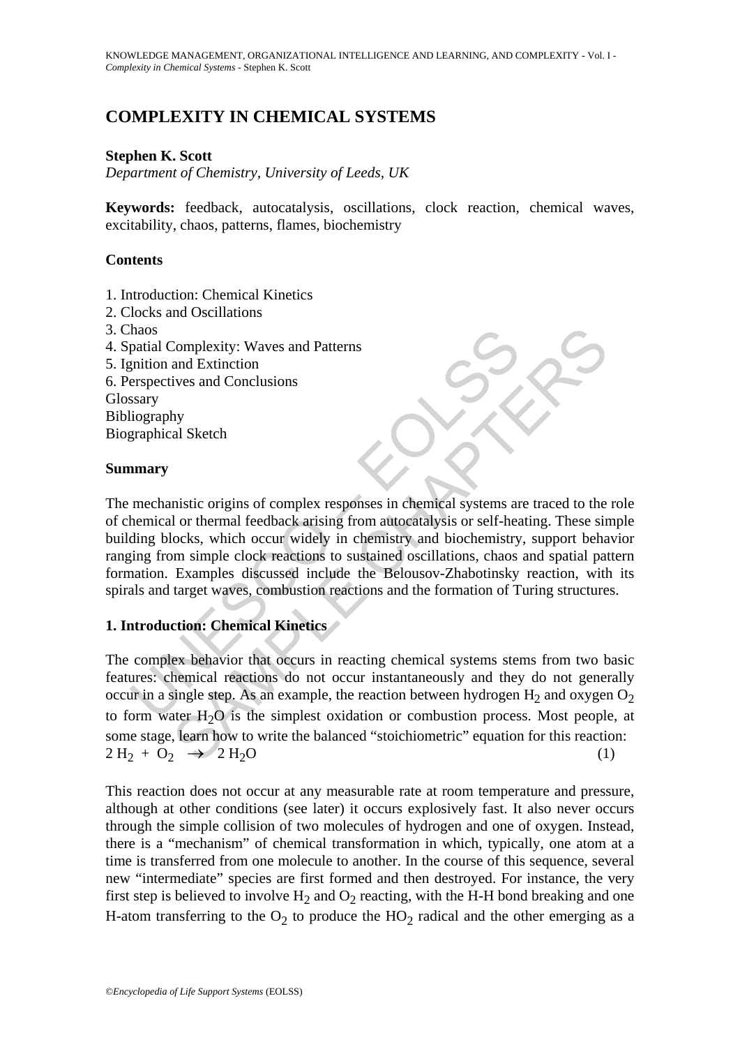# COMPLEXITY IN CHEMICAL SYSTEMS

**Stephen K. Scott**

*Department of Chemistry, University of Leeds, UK*

**Keywords:** feedback, autocatalysis, oscillations, clock reaction, chemical waves, excitability, chaos, patterns, flames, biochemistry

## Contents

1. Introduction: Chemical Kinetics
2. Clocks and Oscillations
3. Chaos
4. Spatial Complexity: Waves and Patterns
5. Ignition and Extinction
6. Perspectives and Conclusions

Glossary
Bibliography
Biographical Sketch

## Summary

The mechanistic origins of complex responses in chemical systems are traced to the role of chemical or thermal feedback arising from autocatalysis or self-heating. These simple building blocks, which occur widely in chemistry and biochemistry, support behavior ranging from simple clock reactions to sustained oscillations, chaos and spatial pattern formation. Examples discussed include the Belousov-Zhabotinsky reaction, with its spirals and target waves, combustion reactions and the formation of Turing structures.

## 1. Introduction: Chemical Kinetics

The complex behavior that occurs in reacting chemical systems stems from two basic features: chemical reactions do not occur instantaneously and they do not generally occur in a single step. As an example, the reaction between hydrogen $H_2$ and oxygen $O_2$ to form water $H_2O$ is the simplest oxidation or combustion process. Most people, at some stage, learn how to write the balanced "stoichiometric" equation for this reaction:

$$2\,H_2 + O_2 \rightarrow 2\,H_2O \qquad (1)$$

This reaction does not occur at any measurable rate at room temperature and pressure, although at other conditions (see later) it occurs explosively fast. It also never occurs through the simple collision of two molecules of hydrogen and one of oxygen. Instead, there is a "mechanism" of chemical transformation in which, typically, one atom at a time is transferred from one molecule to another. In the course of this sequence, several new "intermediate" species are first formed and then destroyed. For instance, the very first step is believed to involve $H_2$ and $O_2$ reacting, with the H-H bond breaking and one H-atom transferring to the $O_2$ to produce the $HO_2$ radical and the other emerging as a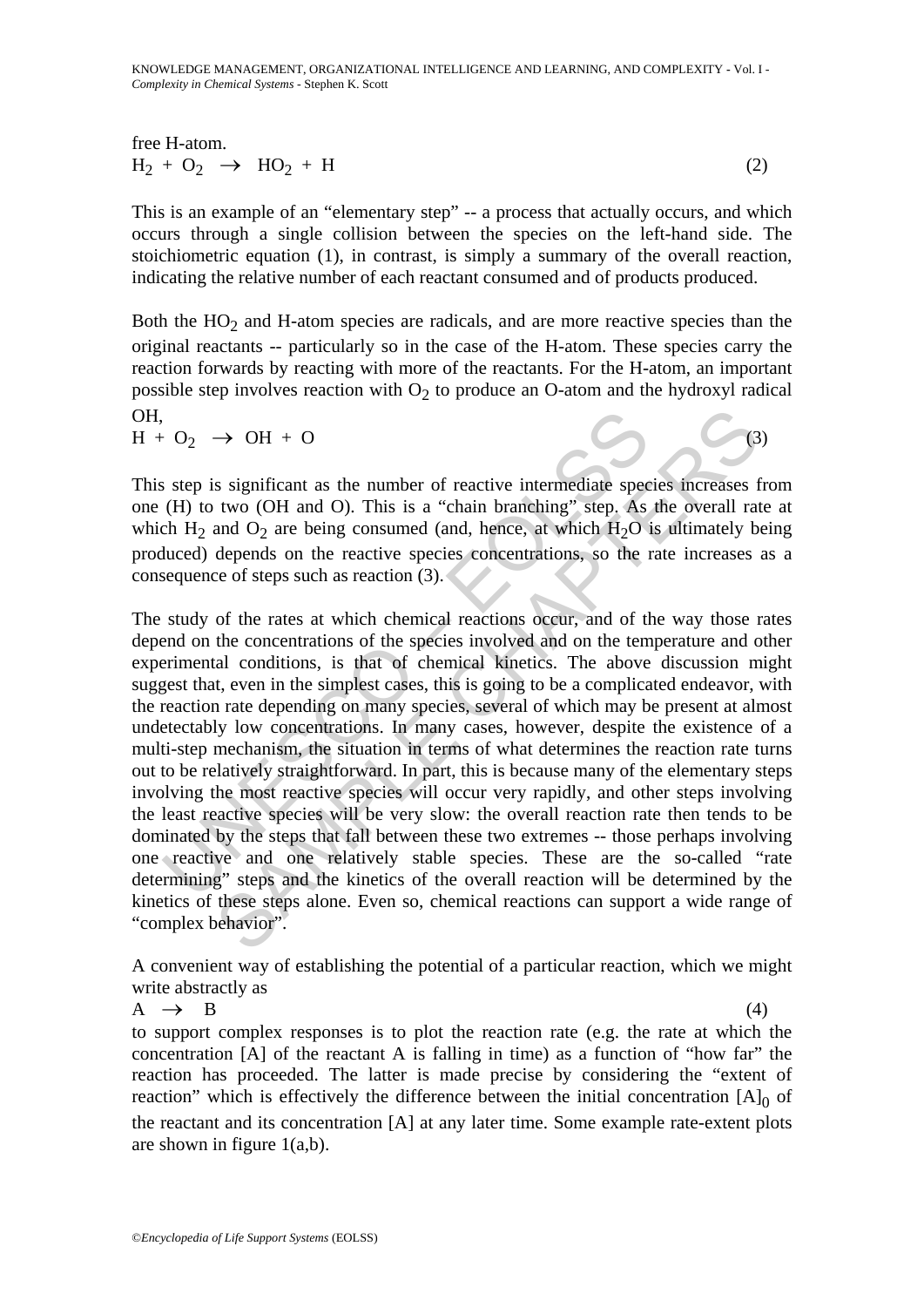free H-atom.

$$H_2 + O_2 \rightarrow HO_2 + H \qquad (2)$$

This is an example of an "elementary step" -- a process that actually occurs, and which occurs through a single collision between the species on the left-hand side. The stoichiometric equation (1), in contrast, is simply a summary of the overall reaction, indicating the relative number of each reactant consumed and of products produced.

Both the $HO_2$ and H-atom species are radicals, and are more reactive species than the original reactants -- particularly so in the case of the H-atom. These species carry the reaction forwards by reacting with more of the reactants. For the H-atom, an important possible step involves reaction with $O_2$ to produce an O-atom and the hydroxyl radical OH,

$$H + O_2 \rightarrow OH + O \qquad (3)$$

This step is significant as the number of reactive intermediate species increases from one (H) to two (OH and O). This is a "chain branching" step. As the overall rate at which $H_2$ and $O_2$ are being consumed (and, hence, at which $H_2O$ is ultimately being produced) depends on the reactive species concentrations, so the rate increases as a consequence of steps such as reaction (3).

The study of the rates at which chemical reactions occur, and of the way those rates depend on the concentrations of the species involved and on the temperature and other experimental conditions, is that of chemical kinetics. The above discussion might suggest that, even in the simplest cases, this is going to be a complicated endeavor, with the reaction rate depending on many species, several of which may be present at almost undetectably low concentrations. In many cases, however, despite the existence of a multi-step mechanism, the situation in terms of what determines the reaction rate turns out to be relatively straightforward. In part, this is because many of the elementary steps involving the most reactive species will occur very rapidly, and other steps involving the least reactive species will be very slow: the overall reaction rate then tends to be dominated by the steps that fall between these two extremes -- those perhaps involving one reactive and one relatively stable species. These are the so-called "rate determining" steps and the kinetics of the overall reaction will be determined by the kinetics of these steps alone. Even so, chemical reactions can support a wide range of "complex behavior".

A convenient way of establishing the potential of a particular reaction, which we might write abstractly as

$$A \rightarrow B \qquad (4)$$

to support complex responses is to plot the reaction rate (e.g. the rate at which the concentration [A] of the reactant A is falling in time) as a function of "how far" the reaction has proceeded. The latter is made precise by considering the "extent of reaction" which is effectively the difference between the initial concentration $[A]_0$ of the reactant and its concentration [A] at any later time. Some example rate-extent plots are shown in figure 1(a,b).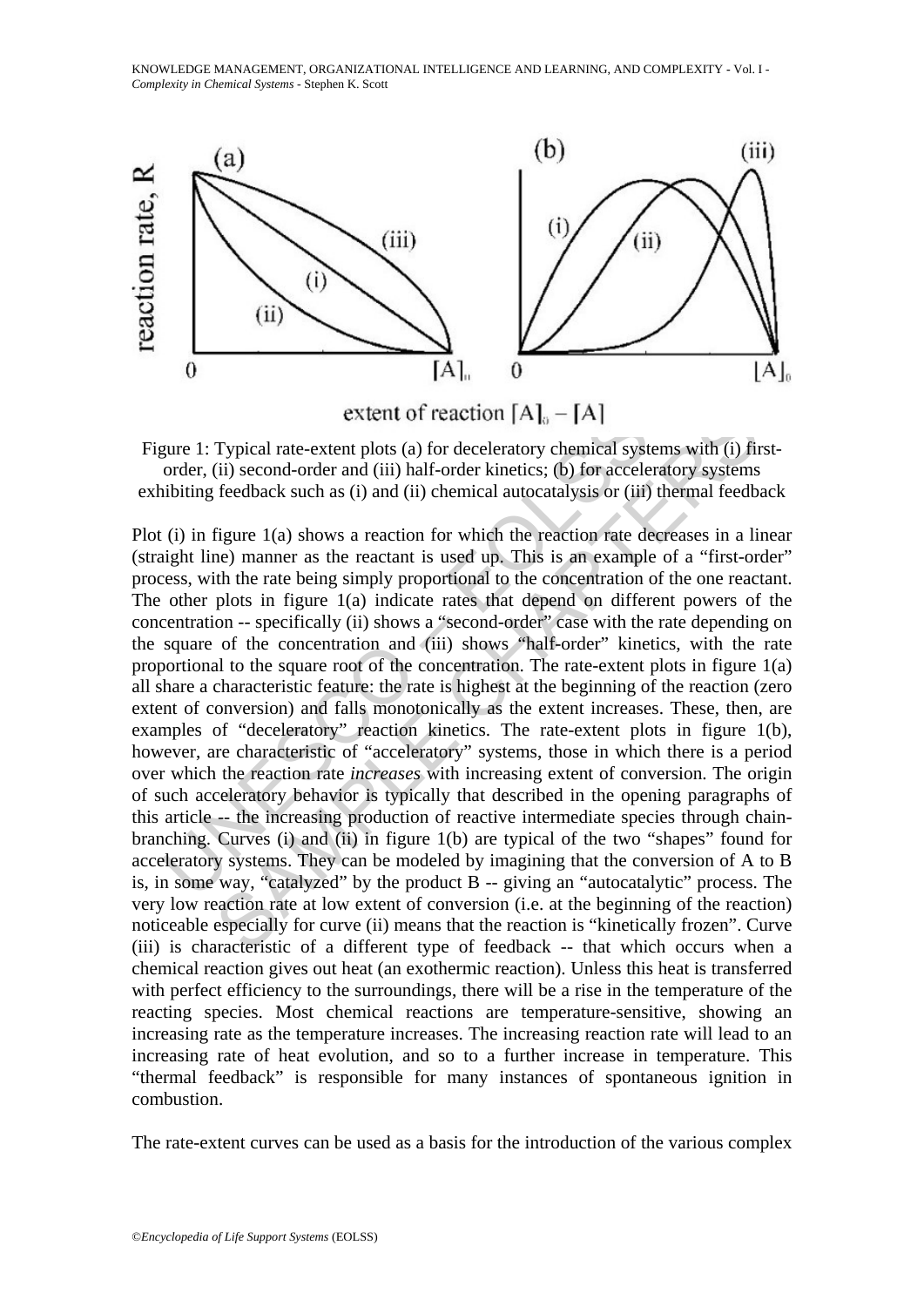Figure 1: Typical rate-extent plots (a) for deceleratory chemical systems with (i) first-order, (ii) second-order and (iii) half-order kinetics; (b) for acceleratory systems exhibiting feedback such as (i) and (ii) chemical autocatalysis or (iii) thermal feedback

Plot (i) in figure 1(a) shows a reaction for which the reaction rate decreases in a linear (straight line) manner as the reactant is used up. This is an example of a "first-order" process, with the rate being simply proportional to the concentration of the one reactant. The other plots in figure 1(a) indicate rates that depend on different powers of the concentration -- specifically (ii) shows a "second-order" case with the rate depending on the square of the concentration and (iii) shows "half-order" kinetics, with the rate proportional to the square root of the concentration. The rate-extent plots in figure 1(a) all share a characteristic feature: the rate is highest at the beginning of the reaction (zero extent of conversion) and falls monotonically as the extent increases. These, then, are examples of "deceleratory" reaction kinetics. The rate-extent plots in figure 1(b), however, are characteristic of "acceleratory" systems, those in which there is a period over which the reaction rate *increases* with increasing extent of conversion. The origin of such acceleratory behavior is typically that described in the opening paragraphs of this article -- the increasing production of reactive intermediate species through chain-branching. Curves (i) and (ii) in figure 1(b) are typical of the two "shapes" found for acceleratory systems. They can be modeled by imagining that the conversion of A to B is, in some way, "catalyzed" by the product B -- giving an "autocatalytic" process. The very low reaction rate at low extent of conversion (i.e. at the beginning of the reaction) noticeable especially for curve (ii) means that the reaction is "kinetically frozen". Curve (iii) is characteristic of a different type of feedback -- that which occurs when a chemical reaction gives out heat (an exothermic reaction). Unless this heat is transferred with perfect efficiency to the surroundings, there will be a rise in the temperature of the reacting species. Most chemical reactions are temperature-sensitive, showing an increasing rate as the temperature increases. The increasing reaction rate will lead to an increasing rate of heat evolution, and so to a further increase in temperature. This "thermal feedback" is responsible for many instances of spontaneous ignition in combustion.

The rate-extent curves can be used as a basis for the introduction of the various complex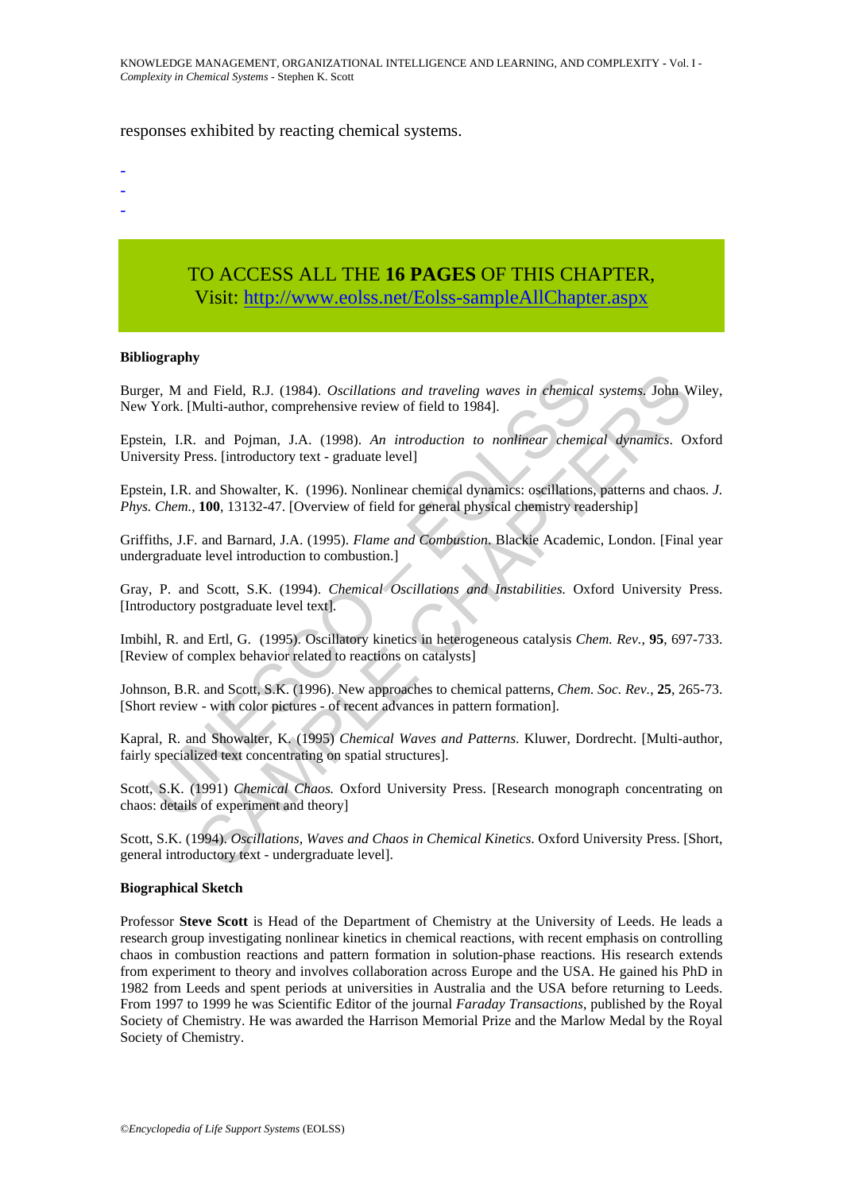responses exhibited by reacting chemical systems.

-
-
-

TO ACCESS ALL THE **16 PAGES** OF THIS CHAPTER,
Visit: http://www.eolss.net/Eolss-sampleAllChapter.aspx

**Bibliography**

Burger, M and Field, R.J. (1984). *Oscillations and traveling waves in chemical systems.* John Wiley, New York. [Multi-author, comprehensive review of field to 1984].

Epstein, I.R. and Pojman, J.A. (1998). *An introduction to nonlinear chemical dynamics*. Oxford University Press. [introductory text - graduate level]

Epstein, I.R. and Showalter, K. (1996). Nonlinear chemical dynamics: oscillations, patterns and chaos. *J. Phys. Chem.*, **100**, 13132-47. [Overview of field for general physical chemistry readership]

Griffiths, J.F. and Barnard, J.A. (1995). *Flame and Combustion*. Blackie Academic, London. [Final year undergraduate level introduction to combustion.]

Gray, P. and Scott, S.K. (1994). *Chemical Oscillations and Instabilities.* Oxford University Press. [Introductory postgraduate level text].

Imbihl, R. and Ertl, G. (1995). Oscillatory kinetics in heterogeneous catalysis *Chem. Rev.*, **95**, 697-733. [Review of complex behavior related to reactions on catalysts]

Johnson, B.R. and Scott, S.K. (1996). New approaches to chemical patterns, *Chem. Soc. Rev.*, **25**, 265-73. [Short review - with color pictures - of recent advances in pattern formation].

Kapral, R. and Showalter, K. (1995) *Chemical Waves and Patterns.* Kluwer, Dordrecht. [Multi-author, fairly specialized text concentrating on spatial structures].

Scott, S.K. (1991) *Chemical Chaos.* Oxford University Press. [Research monograph concentrating on chaos: details of experiment and theory]

Scott, S.K. (1994). *Oscillations, Waves and Chaos in Chemical Kinetics.* Oxford University Press. [Short, general introductory text - undergraduate level].

**Biographical Sketch**

Professor **Steve Scott** is Head of the Department of Chemistry at the University of Leeds. He leads a research group investigating nonlinear kinetics in chemical reactions, with recent emphasis on controlling chaos in combustion reactions and pattern formation in solution-phase reactions. His research extends from experiment to theory and involves collaboration across Europe and the USA. He gained his PhD in 1982 from Leeds and spent periods at universities in Australia and the USA before returning to Leeds. From 1997 to 1999 he was Scientific Editor of the journal *Faraday Transactions*, published by the Royal Society of Chemistry. He was awarded the Harrison Memorial Prize and the Marlow Medal by the Royal Society of Chemistry.